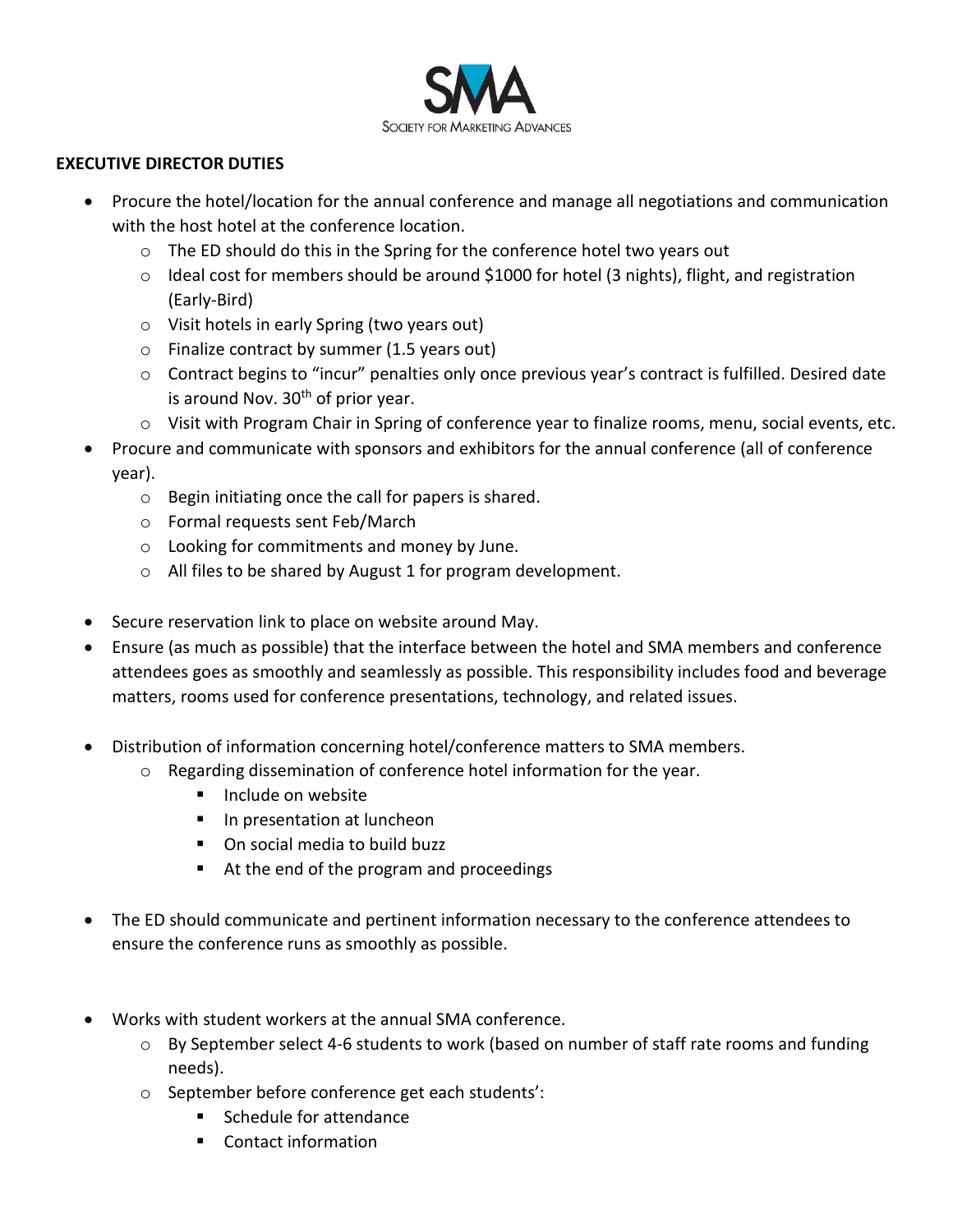SMA

SOCIETY FOR MARKETING ADVANCES

**EXECUTIVE DIRECTOR DUTIES**

- Procure the hotel/location for the annual conference and manage all negotiations and communication with the host hotel at the conference location.
  - The ED should do this in the Spring for the conference hotel two years out
  - Ideal cost for members should be around $1000 for hotel (3 nights), flight, and registration (Early-Bird)
  - Visit hotels in early Spring (two years out)
  - Finalize contract by summer (1.5 years out)
  - Contract begins to "incur" penalties only once previous year's contract is fulfilled. Desired date is around Nov. 30th of prior year.
  - Visit with Program Chair in Spring of conference year to finalize rooms, menu, social events, etc.
- Procure and communicate with sponsors and exhibitors for the annual conference (all of conference year).
  - Begin initiating once the call for papers is shared.
  - Formal requests sent Feb/March
  - Looking for commitments and money by June.
  - All files to be shared by August 1 for program development.
- Secure reservation link to place on website around May.
- Ensure (as much as possible) that the interface between the hotel and SMA members and conference attendees goes as smoothly and seamlessly as possible. This responsibility includes food and beverage matters, rooms used for conference presentations, technology, and related issues.
- Distribution of information concerning hotel/conference matters to SMA members.
  - Regarding dissemination of conference hotel information for the year.
    - Include on website
    - In presentation at luncheon
    - On social media to build buzz
    - At the end of the program and proceedings
- The ED should communicate and pertinent information necessary to the conference attendees to ensure the conference runs as smoothly as possible.
- Works with student workers at the annual SMA conference.
  - By September select 4-6 students to work (based on number of staff rate rooms and funding needs).
  - September before conference get each students':
    - Schedule for attendance
    - Contact information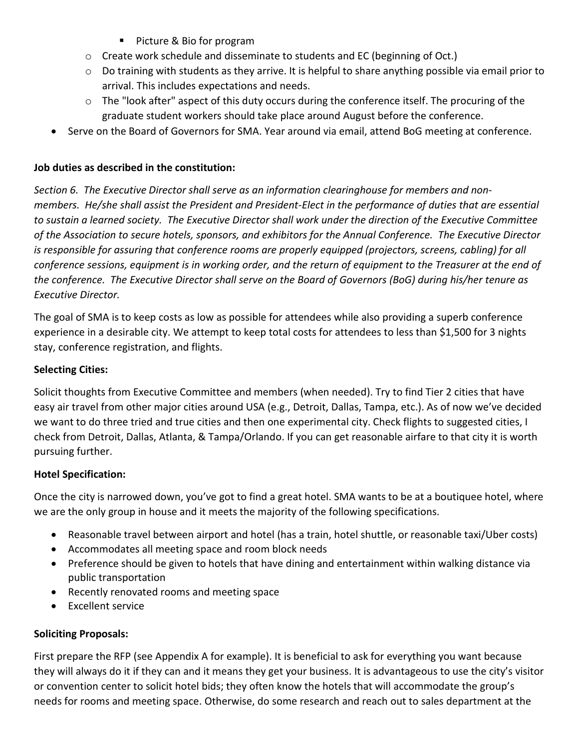- Picture & Bio for program
  - Create work schedule and disseminate to students and EC (beginning of Oct.)
  - Do training with students as they arrive. It is helpful to share anything possible via email prior to arrival. This includes expectations and needs.
  - The "look after" aspect of this duty occurs during the conference itself. The procuring of the graduate student workers should take place around August before the conference.
- Serve on the Board of Governors for SMA. Year around via email, attend BoG meeting at conference.

**Job duties as described in the constitution:**

*Section 6. The Executive Director shall serve as an information clearinghouse for members and non-members. He/she shall assist the President and President-Elect in the performance of duties that are essential to sustain a learned society. The Executive Director shall work under the direction of the Executive Committee of the Association to secure hotels, sponsors, and exhibitors for the Annual Conference. The Executive Director is responsible for assuring that conference rooms are properly equipped (projectors, screens, cabling) for all conference sessions, equipment is in working order, and the return of equipment to the Treasurer at the end of the conference. The Executive Director shall serve on the Board of Governors (BoG) during his/her tenure as Executive Director.*

The goal of SMA is to keep costs as low as possible for attendees while also providing a superb conference experience in a desirable city. We attempt to keep total costs for attendees to less than $1,500 for 3 nights stay, conference registration, and flights.

**Selecting Cities:**

Solicit thoughts from Executive Committee and members (when needed). Try to find Tier 2 cities that have easy air travel from other major cities around USA (e.g., Detroit, Dallas, Tampa, etc.). As of now we've decided we want to do three tried and true cities and then one experimental city. Check flights to suggested cities, I check from Detroit, Dallas, Atlanta, & Tampa/Orlando. If you can get reasonable airfare to that city it is worth pursuing further.

**Hotel Specification:**

Once the city is narrowed down, you've got to find a great hotel. SMA wants to be at a boutiquee hotel, where we are the only group in house and it meets the majority of the following specifications.

- Reasonable travel between airport and hotel (has a train, hotel shuttle, or reasonable taxi/Uber costs)
- Accommodates all meeting space and room block needs
- Preference should be given to hotels that have dining and entertainment within walking distance via public transportation
- Recently renovated rooms and meeting space
- Excellent service

**Soliciting Proposals:**

First prepare the RFP (see Appendix A for example). It is beneficial to ask for everything you want because they will always do it if they can and it means they get your business. It is advantageous to use the city's visitor or convention center to solicit hotel bids; they often know the hotels that will accommodate the group's needs for rooms and meeting space. Otherwise, do some research and reach out to sales department at the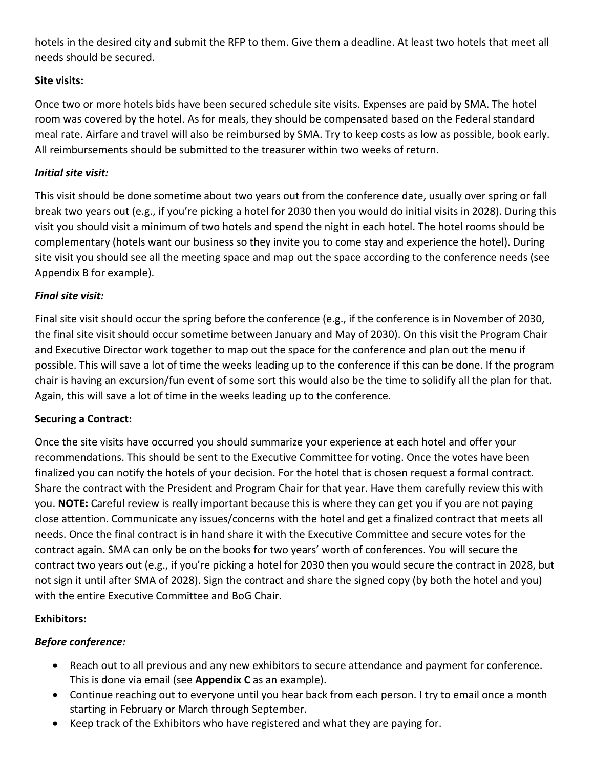hotels in the desired city and submit the RFP to them. Give them a deadline. At least two hotels that meet all needs should be secured.

**Site visits:**

Once two or more hotels bids have been secured schedule site visits. Expenses are paid by SMA. The hotel room was covered by the hotel. As for meals, they should be compensated based on the Federal standard meal rate. Airfare and travel will also be reimbursed by SMA. Try to keep costs as low as possible, book early. All reimbursements should be submitted to the treasurer within two weeks of return.

***Initial site visit:***

This visit should be done sometime about two years out from the conference date, usually over spring or fall break two years out (e.g., if you're picking a hotel for 2030 then you would do initial visits in 2028). During this visit you should visit a minimum of two hotels and spend the night in each hotel. The hotel rooms should be complementary (hotels want our business so they invite you to come stay and experience the hotel). During site visit you should see all the meeting space and map out the space according to the conference needs (see Appendix B for example).

***Final site visit:***

Final site visit should occur the spring before the conference (e.g., if the conference is in November of 2030, the final site visit should occur sometime between January and May of 2030). On this visit the Program Chair and Executive Director work together to map out the space for the conference and plan out the menu if possible. This will save a lot of time the weeks leading up to the conference if this can be done. If the program chair is having an excursion/fun event of some sort this would also be the time to solidify all the plan for that. Again, this will save a lot of time in the weeks leading up to the conference.

**Securing a Contract:**

Once the site visits have occurred you should summarize your experience at each hotel and offer your recommendations. This should be sent to the Executive Committee for voting. Once the votes have been finalized you can notify the hotels of your decision. For the hotel that is chosen request a formal contract. Share the contract with the President and Program Chair for that year. Have them carefully review this with you. **NOTE:** Careful review is really important because this is where they can get you if you are not paying close attention. Communicate any issues/concerns with the hotel and get a finalized contract that meets all needs. Once the final contract is in hand share it with the Executive Committee and secure votes for the contract again. SMA can only be on the books for two years' worth of conferences. You will secure the contract two years out (e.g., if you're picking a hotel for 2030 then you would secure the contract in 2028, but not sign it until after SMA of 2028). Sign the contract and share the signed copy (by both the hotel and you) with the entire Executive Committee and BoG Chair.

**Exhibitors:**

***Before conference:***

- Reach out to all previous and any new exhibitors to secure attendance and payment for conference. This is done via email (see **Appendix C** as an example).
- Continue reaching out to everyone until you hear back from each person. I try to email once a month starting in February or March through September.
- Keep track of the Exhibitors who have registered and what they are paying for.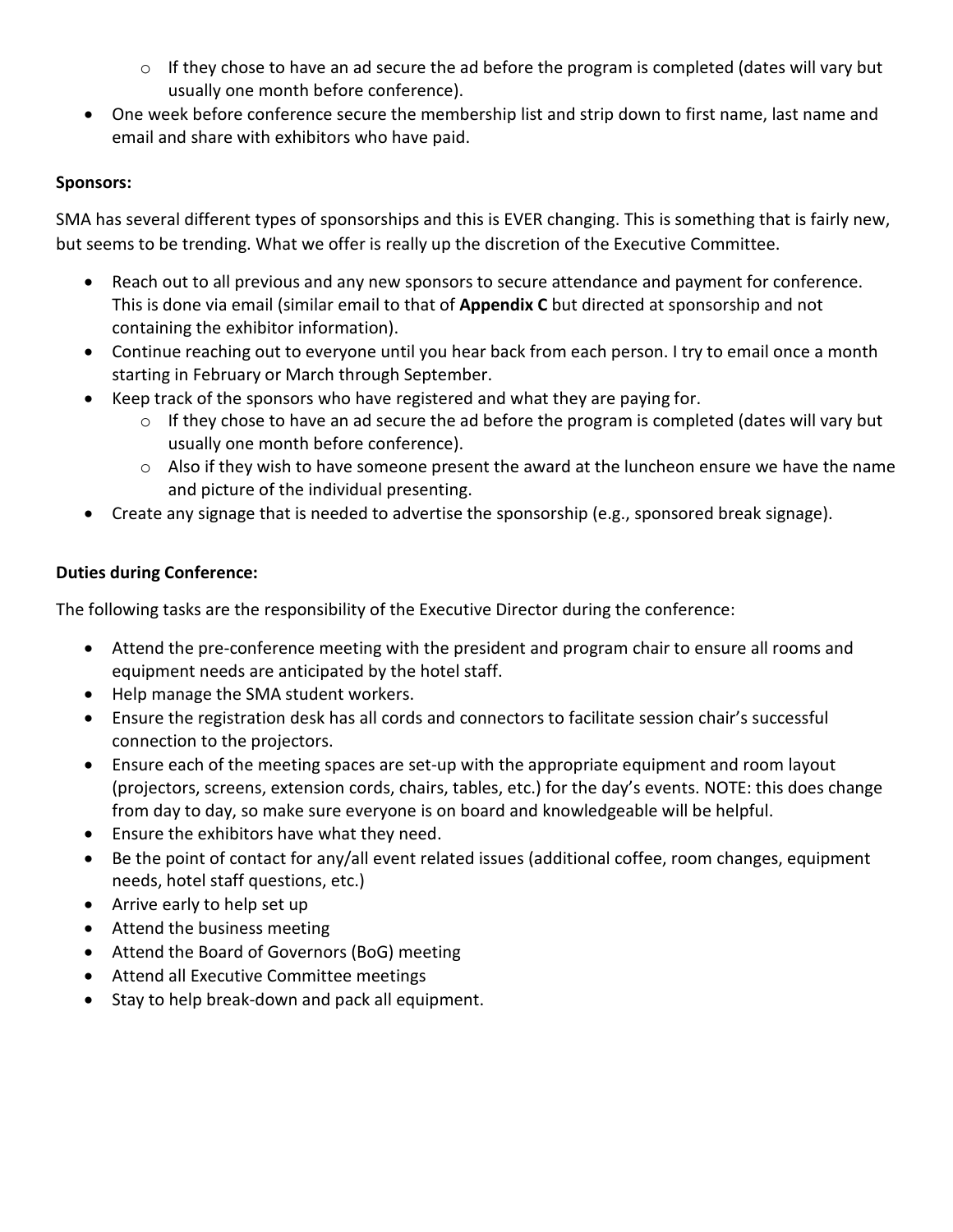- If they chose to have an ad secure the ad before the program is completed (dates will vary but usually one month before conference).
- One week before conference secure the membership list and strip down to first name, last name and email and share with exhibitors who have paid.

**Sponsors:**

SMA has several different types of sponsorships and this is EVER changing. This is something that is fairly new, but seems to be trending. What we offer is really up the discretion of the Executive Committee.

- Reach out to all previous and any new sponsors to secure attendance and payment for conference. This is done via email (similar email to that of **Appendix C** but directed at sponsorship and not containing the exhibitor information).
- Continue reaching out to everyone until you hear back from each person. I try to email once a month starting in February or March through September.
- Keep track of the sponsors who have registered and what they are paying for.
    - If they chose to have an ad secure the ad before the program is completed (dates will vary but usually one month before conference).
    - Also if they wish to have someone present the award at the luncheon ensure we have the name and picture of the individual presenting.
- Create any signage that is needed to advertise the sponsorship (e.g., sponsored break signage).

**Duties during Conference:**

The following tasks are the responsibility of the Executive Director during the conference:

- Attend the pre-conference meeting with the president and program chair to ensure all rooms and equipment needs are anticipated by the hotel staff.
- Help manage the SMA student workers.
- Ensure the registration desk has all cords and connectors to facilitate session chair's successful connection to the projectors.
- Ensure each of the meeting spaces are set-up with the appropriate equipment and room layout (projectors, screens, extension cords, chairs, tables, etc.) for the day's events. NOTE: this does change from day to day, so make sure everyone is on board and knowledgeable will be helpful.
- Ensure the exhibitors have what they need.
- Be the point of contact for any/all event related issues (additional coffee, room changes, equipment needs, hotel staff questions, etc.)
- Arrive early to help set up
- Attend the business meeting
- Attend the Board of Governors (BoG) meeting
- Attend all Executive Committee meetings
- Stay to help break-down and pack all equipment.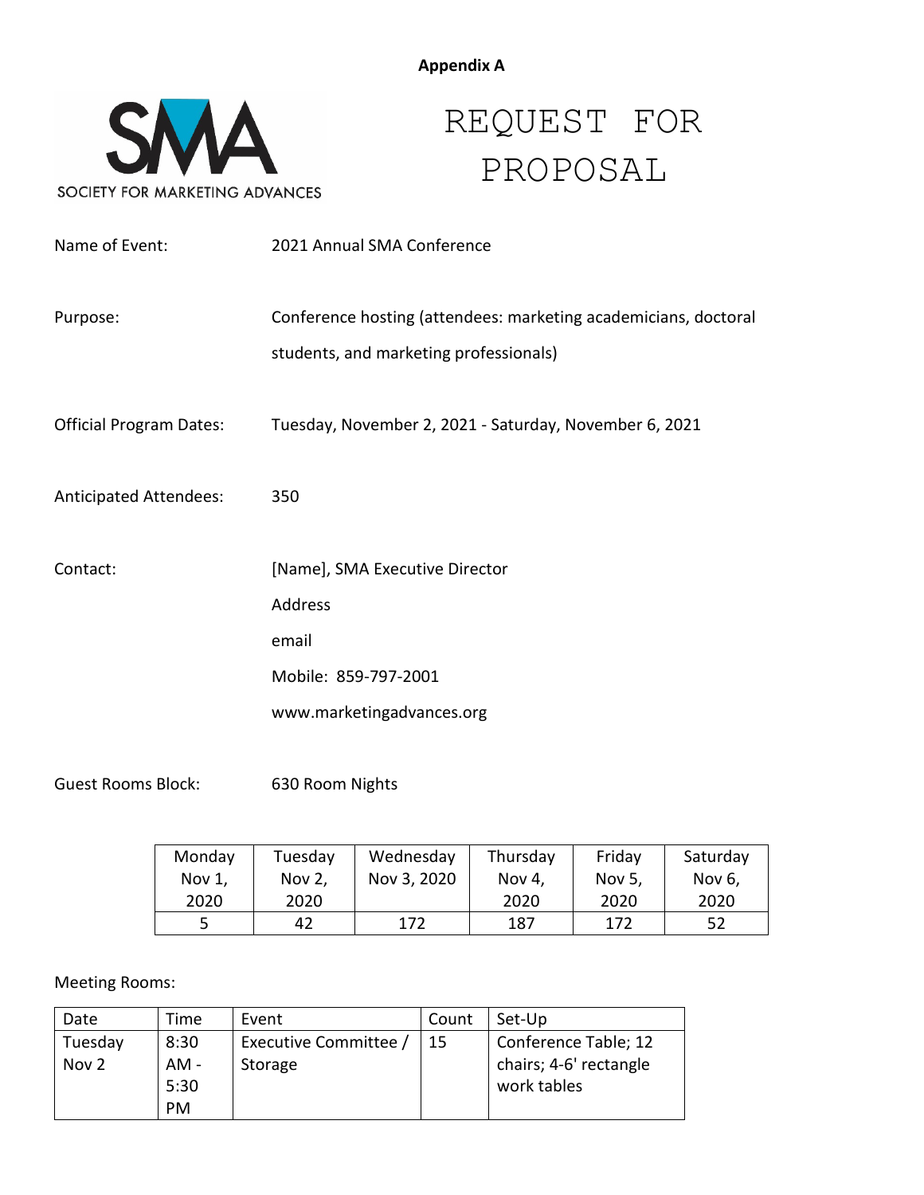**Appendix A**

SOCIETY FOR MARKETING ADVANCES

# REQUEST FOR PROPOSAL

Name of Event: 2021 Annual SMA Conference

Purpose: Conference hosting (attendees: marketing academicians, doctoral students, and marketing professionals)

Official Program Dates: Tuesday, November 2, 2021 - Saturday, November 6, 2021

Anticipated Attendees: 350

Contact: [Name], SMA Executive Director
Address
email
Mobile: 859-797-2001
www.marketingadvances.org

Guest Rooms Block: 630 Room Nights

| Monday Nov 1, 2020 | Tuesday Nov 2, 2020 | Wednesday Nov 3, 2020 | Thursday Nov 4, 2020 | Friday Nov 5, 2020 | Saturday Nov 6, 2020 |
|---|---|---|---|---|---|
| 5 | 42 | 172 | 187 | 172 | 52 |

Meeting Rooms:

| Date | Time | Event | Count | Set-Up |
|---|---|---|---|---|
| Tuesday Nov 2 | 8:30 AM - 5:30 PM | Executive Committee / Storage | 15 | Conference Table; 12 chairs; 4-6' rectangle work tables |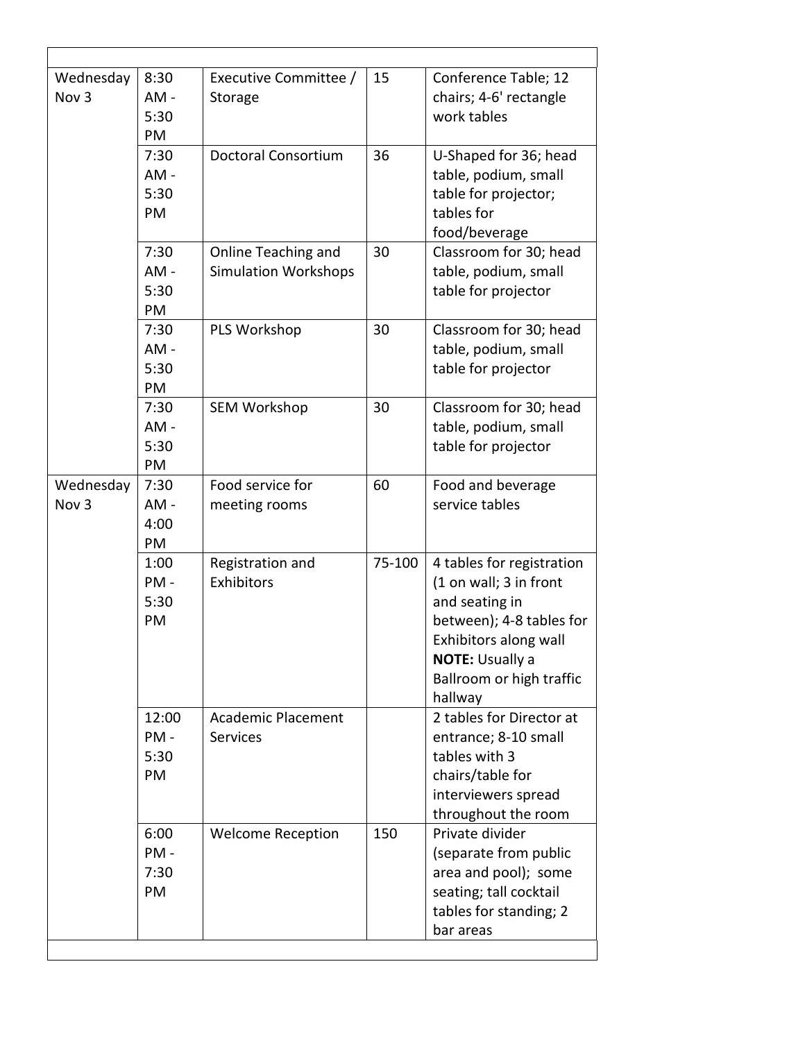| | | | | |
|---|---|---|---|---|
| Wednesday Nov 3 | 8:30 AM - 5:30 PM | Executive Committee / Storage | 15 | Conference Table; 12 chairs; 4-6' rectangle work tables |
| | 7:30 AM - 5:30 PM | Doctoral Consortium | 36 | U-Shaped for 36; head table, podium, small table for projector; tables for food/beverage |
| | 7:30 AM - 5:30 PM | Online Teaching and Simulation Workshops | 30 | Classroom for 30; head table, podium, small table for projector |
| | 7:30 AM - 5:30 PM | PLS Workshop | 30 | Classroom for 30; head table, podium, small table for projector |
| | 7:30 AM - 5:30 PM | SEM Workshop | 30 | Classroom for 30; head table, podium, small table for projector |
| Wednesday Nov 3 | 7:30 AM - 4:00 PM | Food service for meeting rooms | 60 | Food and beverage service tables |
| | 1:00 PM - 5:30 PM | Registration and Exhibitors | 75-100 | 4 tables for registration (1 on wall; 3 in front and seating in between); 4-8 tables for Exhibitors along wall **NOTE:** Usually a Ballroom or high traffic hallway |
| | 12:00 PM - 5:30 PM | Academic Placement Services | | 2 tables for Director at entrance; 8-10 small tables with 3 chairs/table for interviewers spread throughout the room |
| | 6:00 PM - 7:30 PM | Welcome Reception | 150 | Private divider (separate from public area and pool); some seating; tall cocktail tables for standing; 2 bar areas |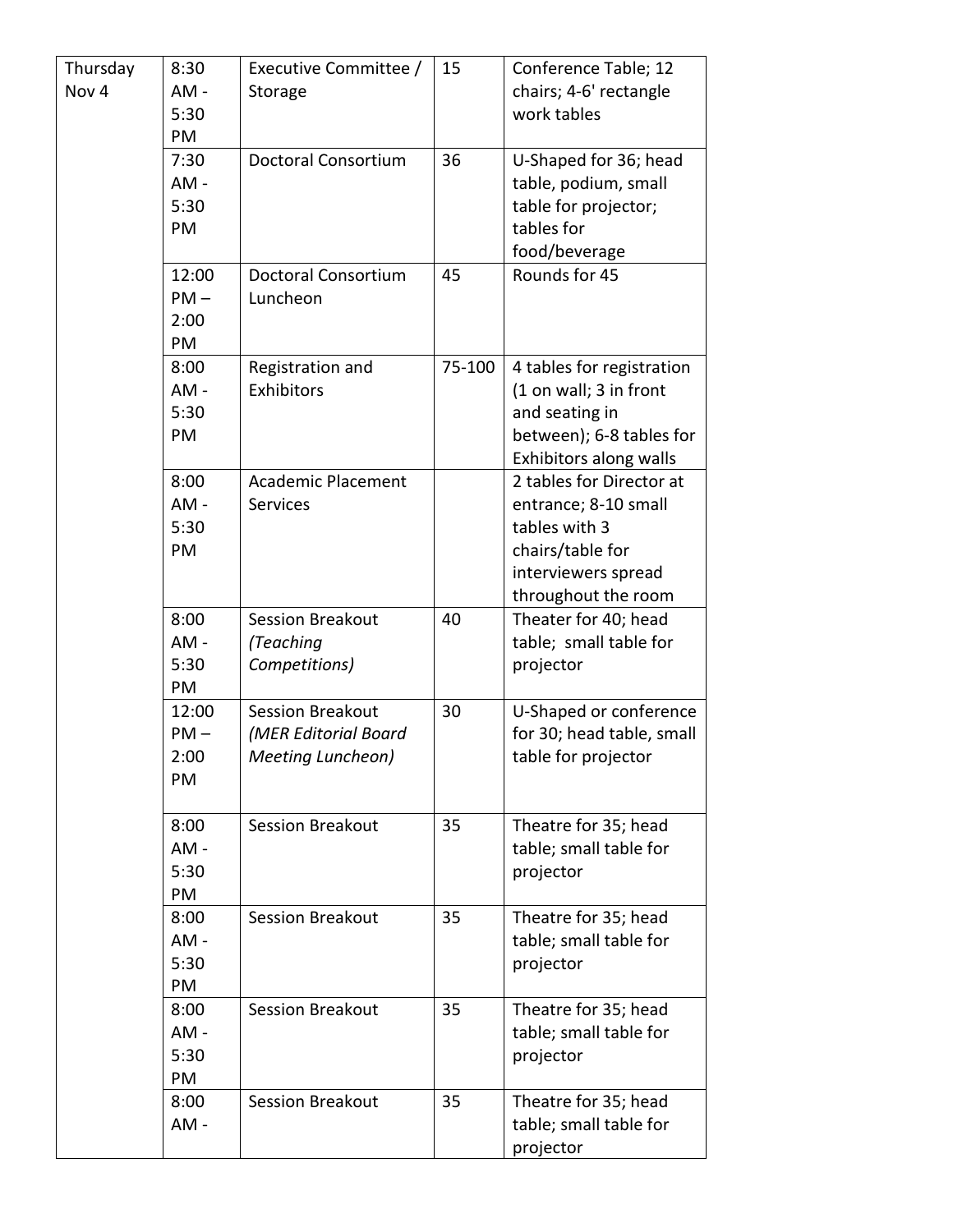| Thursday Nov 4 | 8:30 AM - 5:30 PM | Executive Committee / Storage | 15 | Conference Table; 12 chairs; 4-6' rectangle work tables |
|---|---|---|---|---|
| | 7:30 AM - 5:30 PM | Doctoral Consortium | 36 | U-Shaped for 36; head table, podium, small table for projector; tables for food/beverage |
| | 12:00 PM – 2:00 PM | Doctoral Consortium Luncheon | 45 | Rounds for 45 |
| | 8:00 AM - 5:30 PM | Registration and Exhibitors | 75-100 | 4 tables for registration (1 on wall; 3 in front and seating in between); 6-8 tables for Exhibitors along walls |
| | 8:00 AM - 5:30 PM | Academic Placement Services | | 2 tables for Director at entrance; 8-10 small tables with 3 chairs/table for interviewers spread throughout the room |
| | 8:00 AM - 5:30 PM | Session Breakout *(Teaching Competitions)* | 40 | Theater for 40; head table; small table for projector |
| | 12:00 PM – 2:00 PM | Session Breakout *(MER Editorial Board Meeting Luncheon)* | 30 | U-Shaped or conference for 30; head table, small table for projector |
| | 8:00 AM - 5:30 PM | Session Breakout | 35 | Theatre for 35; head table; small table for projector |
| | 8:00 AM - 5:30 PM | Session Breakout | 35 | Theatre for 35; head table; small table for projector |
| | 8:00 AM - 5:30 PM | Session Breakout | 35 | Theatre for 35; head table; small table for projector |
| | 8:00 AM - | Session Breakout | 35 | Theatre for 35; head table; small table for projector |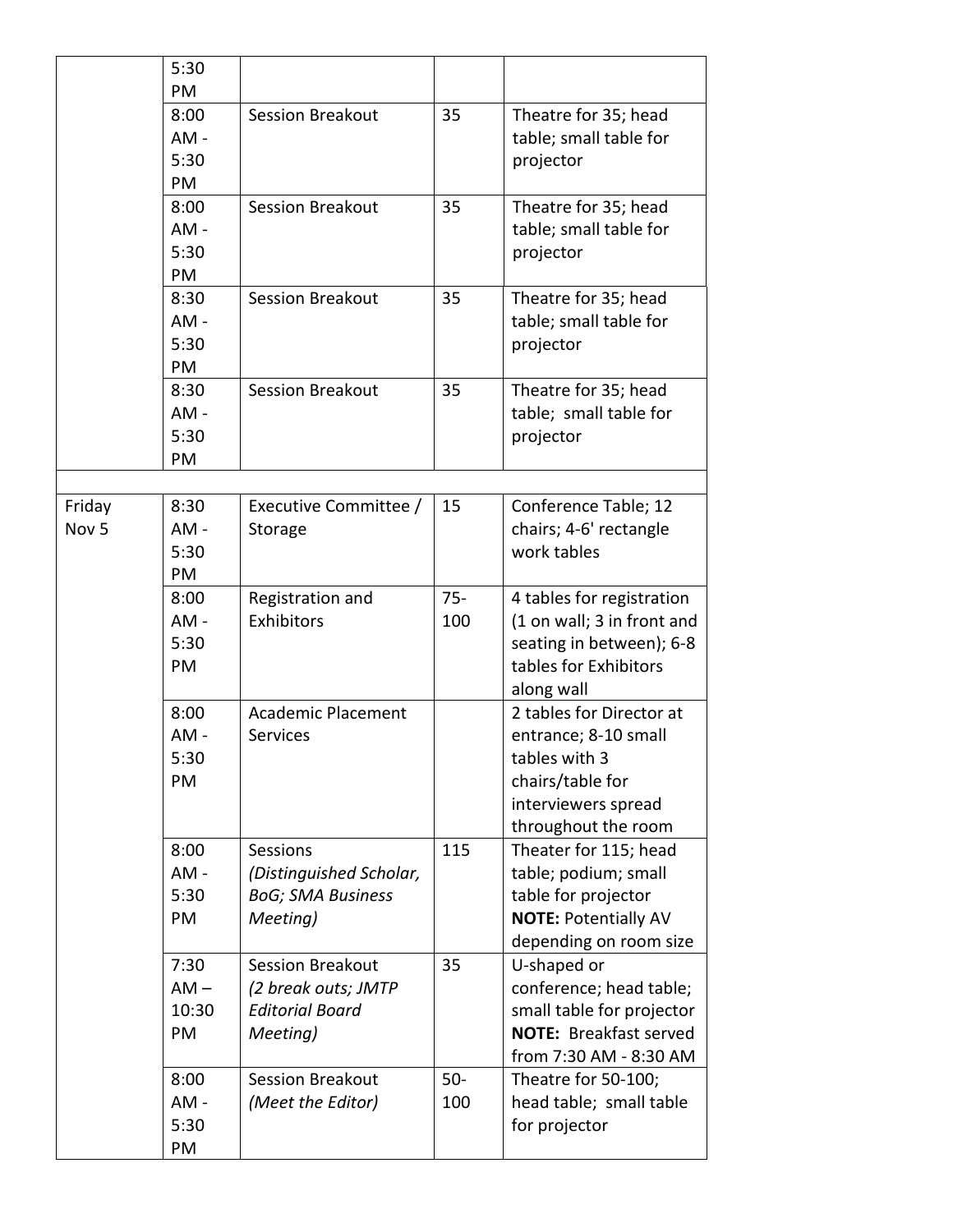| | | | | |
|---|---|---|---|---|
| | 5:30 PM | | | |
| | 8:00 AM - 5:30 PM | Session Breakout | 35 | Theatre for 35; head table; small table for projector |
| | 8:00 AM - 5:30 PM | Session Breakout | 35 | Theatre for 35; head table; small table for projector |
| | 8:30 AM - 5:30 PM | Session Breakout | 35 | Theatre for 35; head table; small table for projector |
| | 8:30 AM - 5:30 PM | Session Breakout | 35 | Theatre for 35; head table; small table for projector |
| | | | | |
| Friday Nov 5 | 8:30 AM - 5:30 PM | Executive Committee / Storage | 15 | Conference Table; 12 chairs; 4-6' rectangle work tables |
| | 8:00 AM - 5:30 PM | Registration and Exhibitors | 75-100 | 4 tables for registration (1 on wall; 3 in front and seating in between); 6-8 tables for Exhibitors along wall |
| | 8:00 AM - 5:30 PM | Academic Placement Services | | 2 tables for Director at entrance; 8-10 small tables with 3 chairs/table for interviewers spread throughout the room |
| | 8:00 AM - 5:30 PM | Sessions *(Distinguished Scholar, BoG; SMA Business Meeting)* | 115 | Theater for 115; head table; podium; small table for projector **NOTE:** Potentially AV depending on room size |
| | 7:30 AM – 10:30 PM | Session Breakout *(2 break outs; JMTP Editorial Board Meeting)* | 35 | U-shaped or conference; head table; small table for projector **NOTE:** Breakfast served from 7:30 AM - 8:30 AM |
| | 8:00 AM - 5:30 PM | Session Breakout *(Meet the Editor)* | 50-100 | Theatre for 50-100; head table; small table for projector |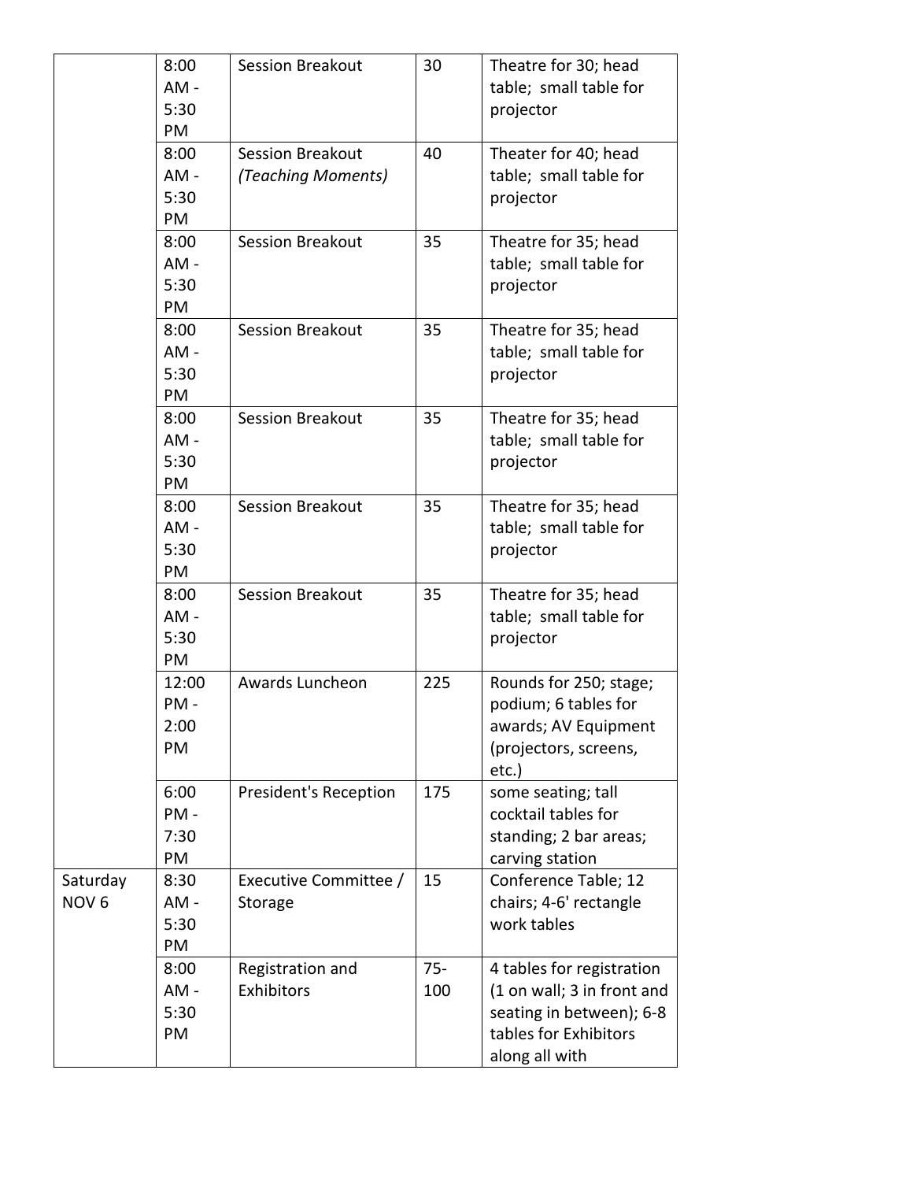| | | | | |
|---|---|---|---|---|
| | 8:00 AM - 5:30 PM | Session Breakout | 30 | Theatre for 30; head table; small table for projector |
| | 8:00 AM - 5:30 PM | Session Breakout *(Teaching Moments)* | 40 | Theater for 40; head table; small table for projector |
| | 8:00 AM - 5:30 PM | Session Breakout | 35 | Theatre for 35; head table; small table for projector |
| | 8:00 AM - 5:30 PM | Session Breakout | 35 | Theatre for 35; head table; small table for projector |
| | 8:00 AM - 5:30 PM | Session Breakout | 35 | Theatre for 35; head table; small table for projector |
| | 8:00 AM - 5:30 PM | Session Breakout | 35 | Theatre for 35; head table; small table for projector |
| | 8:00 AM - 5:30 PM | Session Breakout | 35 | Theatre for 35; head table; small table for projector |
| | 12:00 PM - 2:00 PM | Awards Luncheon | 225 | Rounds for 250; stage; podium; 6 tables for awards; AV Equipment (projectors, screens, etc.) |
| | 6:00 PM - 7:30 PM | President's Reception | 175 | some seating; tall cocktail tables for standing; 2 bar areas; carving station |
| Saturday NOV 6 | 8:30 AM - 5:30 PM | Executive Committee / Storage | 15 | Conference Table; 12 chairs; 4-6' rectangle work tables |
| | 8:00 AM - 5:30 PM | Registration and Exhibitors | 75-100 | 4 tables for registration (1 on wall; 3 in front and seating in between); 6-8 tables for Exhibitors along all with |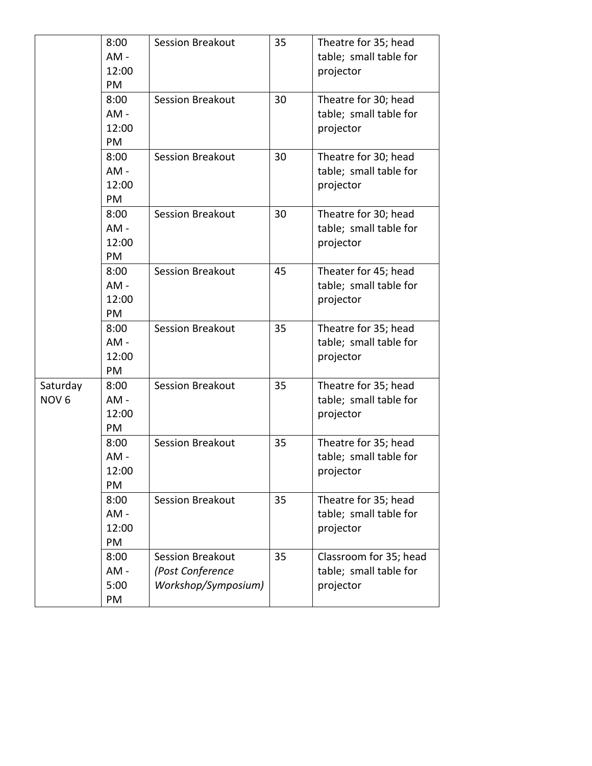| | | | | |
|---|---|---|---|---|
| | 8:00 AM - 12:00 PM | Session Breakout | 35 | Theatre for 35; head table; small table for projector |
| | 8:00 AM - 12:00 PM | Session Breakout | 30 | Theatre for 30; head table; small table for projector |
| | 8:00 AM - 12:00 PM | Session Breakout | 30 | Theatre for 30; head table; small table for projector |
| | 8:00 AM - 12:00 PM | Session Breakout | 30 | Theatre for 30; head table; small table for projector |
| | 8:00 AM - 12:00 PM | Session Breakout | 45 | Theater for 45; head table; small table for projector |
| | 8:00 AM - 12:00 PM | Session Breakout | 35 | Theatre for 35; head table; small table for projector |
| Saturday NOV 6 | 8:00 AM - 12:00 PM | Session Breakout | 35 | Theatre for 35; head table; small table for projector |
| | 8:00 AM - 12:00 PM | Session Breakout | 35 | Theatre for 35; head table; small table for projector |
| | 8:00 AM - 12:00 PM | Session Breakout | 35 | Theatre for 35; head table; small table for projector |
| | 8:00 AM - 5:00 PM | Session Breakout *(Post Conference Workshop/Symposium)* | 35 | Classroom for 35; head table; small table for projector |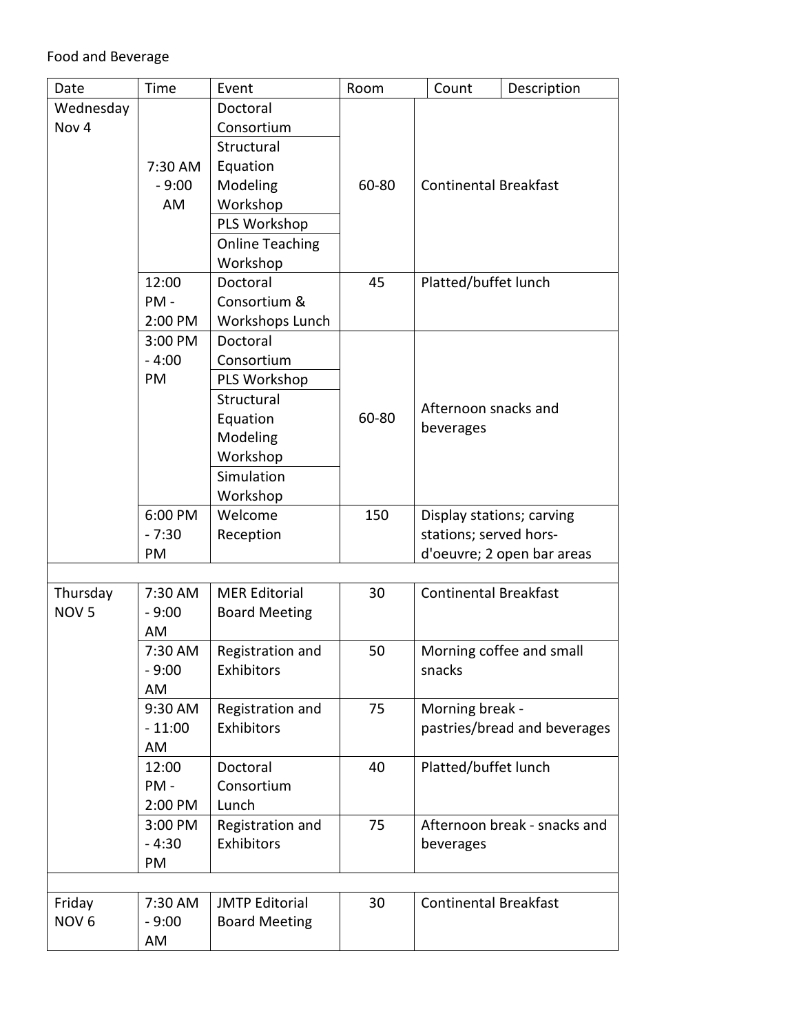Food and Beverage

| Date | Time | Event | Room | Count | Description |
|---|---|---|---|---|---|
| Wednesday Nov 4 | 7:30 AM - 9:00 AM | Doctoral Consortium | 60-80 | Continental Breakfast | |
| | | Structural Equation Modeling Workshop | | | |
| | | PLS Workshop | | | |
| | | Online Teaching Workshop | | | |
| | 12:00 PM - 2:00 PM | Doctoral Consortium & Workshops Lunch | 45 | Platted/buffet lunch | |
| | 3:00 PM - 4:00 PM | Doctoral Consortium | 60-80 | Afternoon snacks and beverages | |
| | | PLS Workshop | | | |
| | | Structural Equation Modeling Workshop | | | |
| | | Simulation Workshop | | | |
| | 6:00 PM - 7:30 PM | Welcome Reception | 150 | Display stations; carving stations; served hors-d'oeuvre; 2 open bar areas | |
| | | | | | |
| Thursday NOV 5 | 7:30 AM - 9:00 AM | MER Editorial Board Meeting | 30 | Continental Breakfast | |
| | 7:30 AM - 9:00 AM | Registration and Exhibitors | 50 | Morning coffee and small snacks | |
| | 9:30 AM - 11:00 AM | Registration and Exhibitors | 75 | Morning break - pastries/bread and beverages | |
| | 12:00 PM - 2:00 PM | Doctoral Consortium Lunch | 40 | Platted/buffet lunch | |
| | 3:00 PM - 4:30 PM | Registration and Exhibitors | 75 | Afternoon break - snacks and beverages | |
| | | | | | |
| Friday NOV 6 | 7:30 AM - 9:00 AM | JMTP Editorial Board Meeting | 30 | Continental Breakfast | |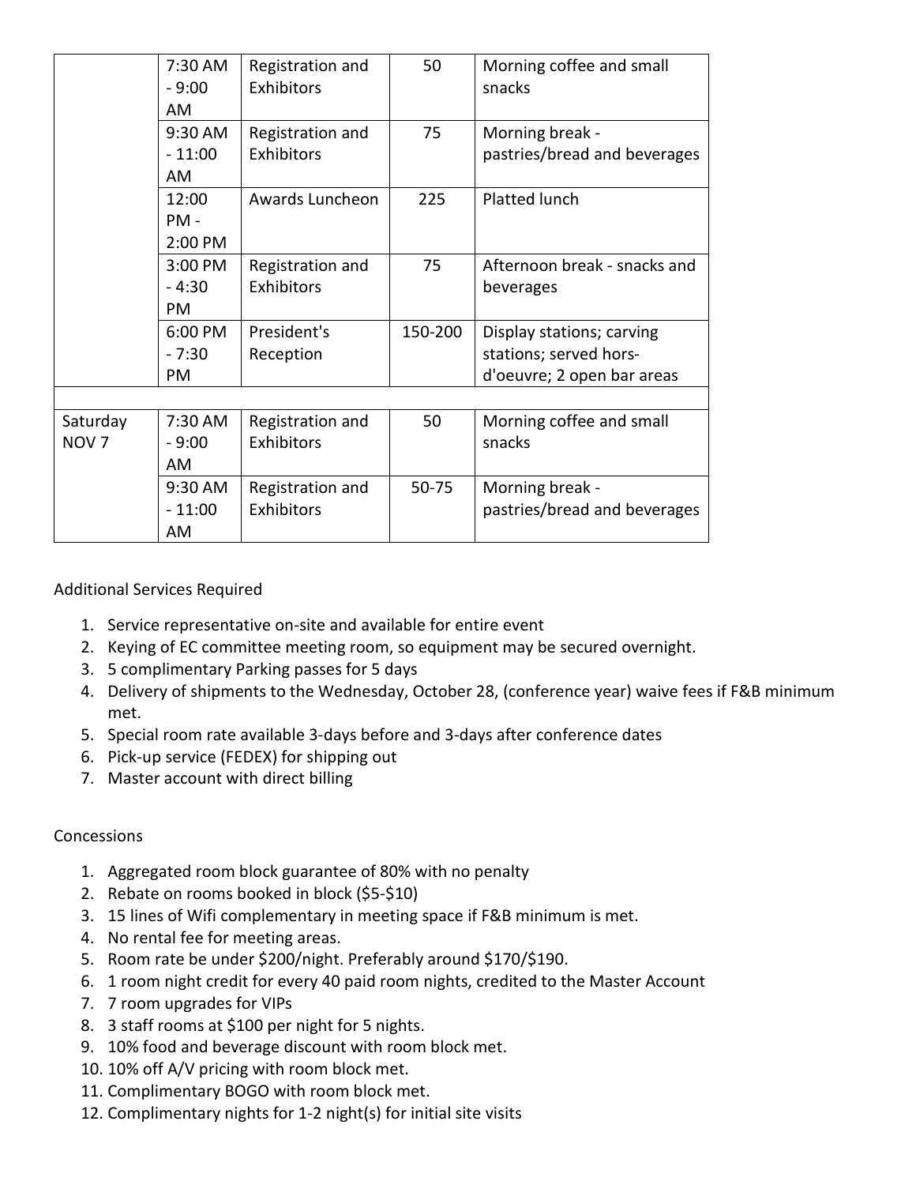| | | | | |
|---|---|---|---|---|
| | 7:30 AM - 9:00 AM | Registration and Exhibitors | 50 | Morning coffee and small snacks |
| | 9:30 AM - 11:00 AM | Registration and Exhibitors | 75 | Morning break - pastries/bread and beverages |
| | 12:00 PM - 2:00 PM | Awards Luncheon | 225 | Platted lunch |
| | 3:00 PM - 4:30 PM | Registration and Exhibitors | 75 | Afternoon break - snacks and beverages |
| | 6:00 PM - 7:30 PM | President's Reception | 150-200 | Display stations; carving stations; served hors-d'oeuvre; 2 open bar areas |
| | | | | |
| Saturday NOV 7 | 7:30 AM - 9:00 AM | Registration and Exhibitors | 50 | Morning coffee and small snacks |
| | 9:30 AM - 11:00 AM | Registration and Exhibitors | 50-75 | Morning break - pastries/bread and beverages |

Additional Services Required

1. Service representative on-site and available for entire event
2. Keying of EC committee meeting room, so equipment may be secured overnight.
3. 5 complimentary Parking passes for 5 days
4. Delivery of shipments to the Wednesday, October 28, (conference year) waive fees if F&B minimum met.
5. Special room rate available 3-days before and 3-days after conference dates
6. Pick-up service (FEDEX) for shipping out
7. Master account with direct billing

Concessions

1. Aggregated room block guarantee of 80% with no penalty
2. Rebate on rooms booked in block ($5-$10)
3. 15 lines of Wifi complementary in meeting space if F&B minimum is met.
4. No rental fee for meeting areas.
5. Room rate be under $200/night. Preferably around $170/$190.
6. 1 room night credit for every 40 paid room nights, credited to the Master Account
7. 7 room upgrades for VIPs
8. 3 staff rooms at $100 per night for 5 nights.
9. 10% food and beverage discount with room block met.
10. 10% off A/V pricing with room block met.
11. Complimentary BOGO with room block met.
12. Complimentary nights for 1-2 night(s) for initial site visits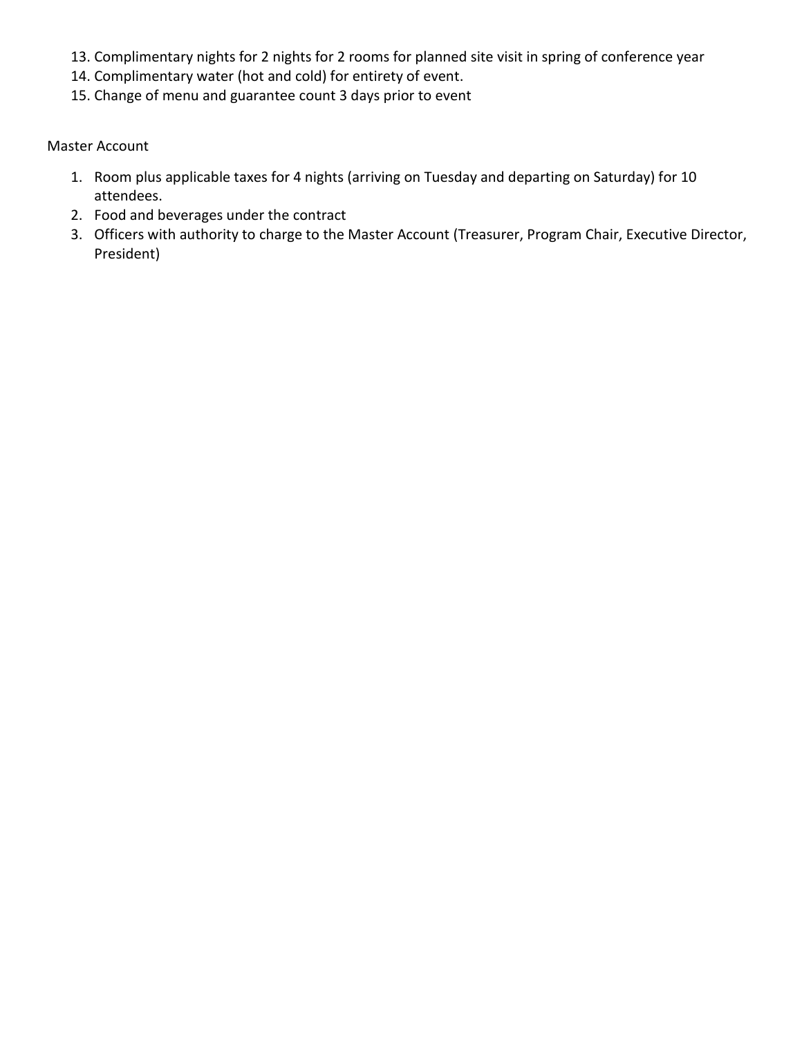13. Complimentary nights for 2 nights for 2 rooms for planned site visit in spring of conference year
14. Complimentary water (hot and cold) for entirety of event.
15. Change of menu and guarantee count 3 days prior to event

Master Account

1. Room plus applicable taxes for 4 nights (arriving on Tuesday and departing on Saturday) for 10 attendees.
2. Food and beverages under the contract
3. Officers with authority to charge to the Master Account (Treasurer, Program Chair, Executive Director, President)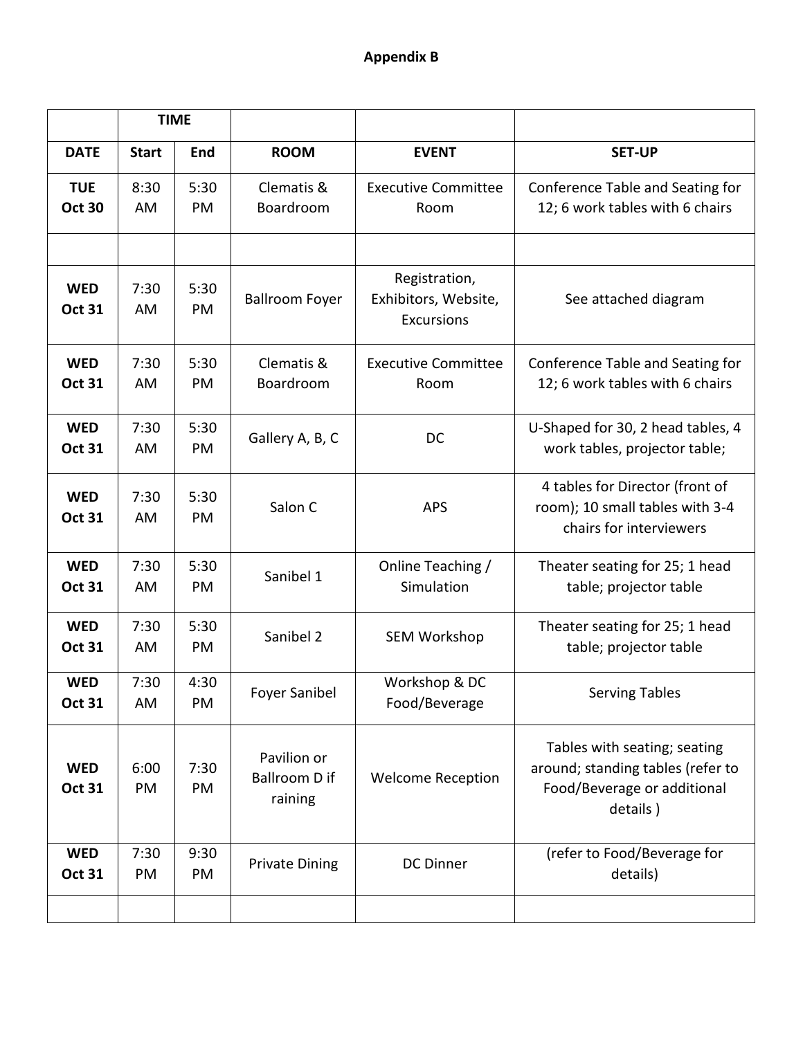**Appendix B**

| | TIME | | | | |
|---|---|---|---|---|---|
| **DATE** | **Start** | **End** | **ROOM** | **EVENT** | **SET-UP** |
| **TUE Oct 30** | 8:30 AM | 5:30 PM | Clematis & Boardroom | Executive Committee Room | Conference Table and Seating for 12; 6 work tables with 6 chairs |
| | | | | | |
| **WED Oct 31** | 7:30 AM | 5:30 PM | Ballroom Foyer | Registration, Exhibitors, Website, Excursions | See attached diagram |
| **WED Oct 31** | 7:30 AM | 5:30 PM | Clematis & Boardroom | Executive Committee Room | Conference Table and Seating for 12; 6 work tables with 6 chairs |
| **WED Oct 31** | 7:30 AM | 5:30 PM | Gallery A, B, C | DC | U-Shaped for 30, 2 head tables, 4 work tables, projector table; |
| **WED Oct 31** | 7:30 AM | 5:30 PM | Salon C | APS | 4 tables for Director (front of room); 10 small tables with 3-4 chairs for interviewers |
| **WED Oct 31** | 7:30 AM | 5:30 PM | Sanibel 1 | Online Teaching / Simulation | Theater seating for 25; 1 head table; projector table |
| **WED Oct 31** | 7:30 AM | 5:30 PM | Sanibel 2 | SEM Workshop | Theater seating for 25; 1 head table; projector table |
| **WED Oct 31** | 7:30 AM | 4:30 PM | Foyer Sanibel | Workshop & DC Food/Beverage | Serving Tables |
| **WED Oct 31** | 6:00 PM | 7:30 PM | Pavilion or Ballroom D if raining | Welcome Reception | Tables with seating; seating around; standing tables (refer to Food/Beverage or additional details ) |
| **WED Oct 31** | 7:30 PM | 9:30 PM | Private Dining | DC Dinner | (refer to Food/Beverage for details) |
| | | | | | |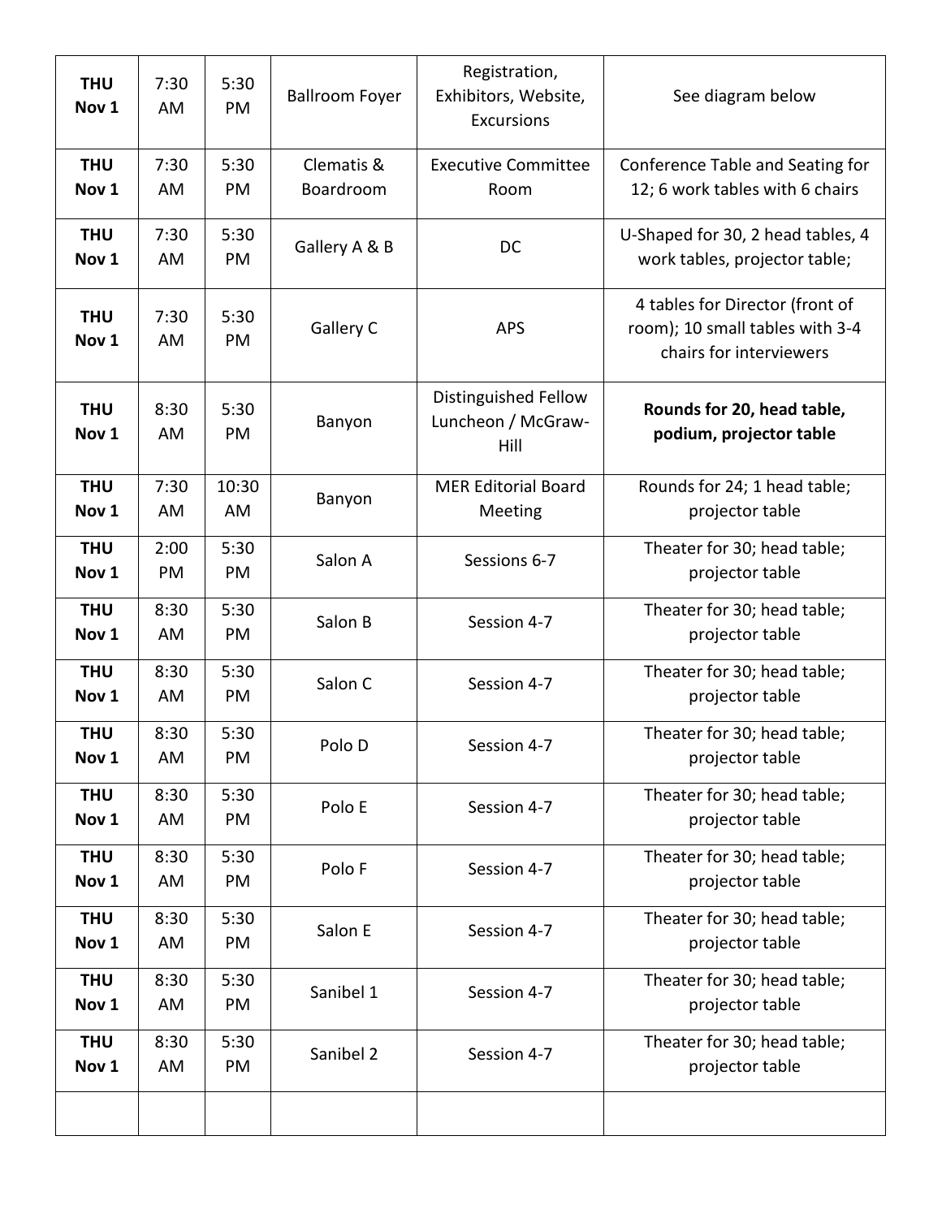| | | | | | |
|---|---|---|---|---|---|
| **THU Nov 1** | 7:30 AM | 5:30 PM | Ballroom Foyer | Registration, Exhibitors, Website, Excursions | See diagram below |
| **THU Nov 1** | 7:30 AM | 5:30 PM | Clematis & Boardroom | Executive Committee Room | Conference Table and Seating for 12; 6 work tables with 6 chairs |
| **THU Nov 1** | 7:30 AM | 5:30 PM | Gallery A & B | DC | U-Shaped for 30, 2 head tables, 4 work tables, projector table; |
| **THU Nov 1** | 7:30 AM | 5:30 PM | Gallery C | APS | 4 tables for Director (front of room); 10 small tables with 3-4 chairs for interviewers |
| **THU Nov 1** | 8:30 AM | 5:30 PM | Banyon | Distinguished Fellow Luncheon / McGraw-Hill | **Rounds for 20, head table, podium, projector table** |
| **THU Nov 1** | 7:30 AM | 10:30 AM | Banyon | MER Editorial Board Meeting | Rounds for 24; 1 head table; projector table |
| **THU Nov 1** | 2:00 PM | 5:30 PM | Salon A | Sessions 6-7 | Theater for 30; head table; projector table |
| **THU Nov 1** | 8:30 AM | 5:30 PM | Salon B | Session 4-7 | Theater for 30; head table; projector table |
| **THU Nov 1** | 8:30 AM | 5:30 PM | Salon C | Session 4-7 | Theater for 30; head table; projector table |
| **THU Nov 1** | 8:30 AM | 5:30 PM | Polo D | Session 4-7 | Theater for 30; head table; projector table |
| **THU Nov 1** | 8:30 AM | 5:30 PM | Polo E | Session 4-7 | Theater for 30; head table; projector table |
| **THU Nov 1** | 8:30 AM | 5:30 PM | Polo F | Session 4-7 | Theater for 30; head table; projector table |
| **THU Nov 1** | 8:30 AM | 5:30 PM | Salon E | Session 4-7 | Theater for 30; head table; projector table |
| **THU Nov 1** | 8:30 AM | 5:30 PM | Sanibel 1 | Session 4-7 | Theater for 30; head table; projector table |
| **THU Nov 1** | 8:30 AM | 5:30 PM | Sanibel 2 | Session 4-7 | Theater for 30; head table; projector table |
| | | | | | |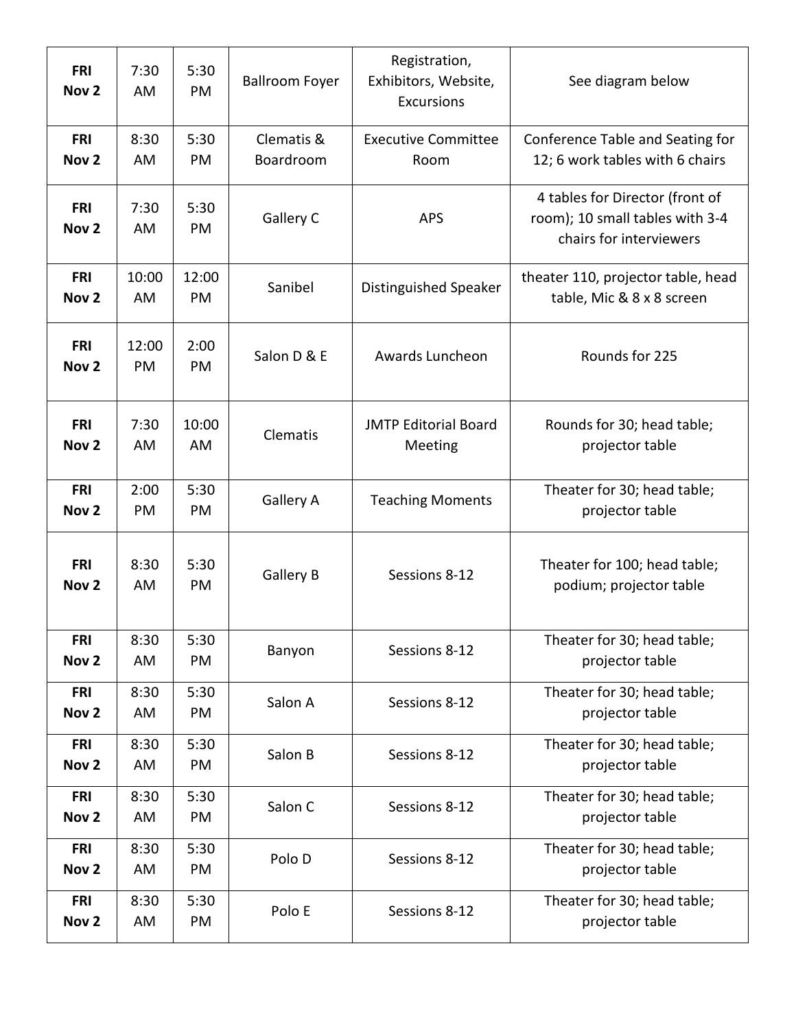| **FRI Nov 2** | 7:30 AM | 5:30 PM | Ballroom Foyer | Registration, Exhibitors, Website, Excursions | See diagram below |
|---|---|---|---|---|---|
| **FRI Nov 2** | 8:30 AM | 5:30 PM | Clematis & Boardroom | Executive Committee Room | Conference Table and Seating for 12; 6 work tables with 6 chairs |
| **FRI Nov 2** | 7:30 AM | 5:30 PM | Gallery C | APS | 4 tables for Director (front of room); 10 small tables with 3-4 chairs for interviewers |
| **FRI Nov 2** | 10:00 AM | 12:00 PM | Sanibel | Distinguished Speaker | theater 110, projector table, head table, Mic & 8 x 8 screen |
| **FRI Nov 2** | 12:00 PM | 2:00 PM | Salon D & E | Awards Luncheon | Rounds for 225 |
| **FRI Nov 2** | 7:30 AM | 10:00 AM | Clematis | JMTP Editorial Board Meeting | Rounds for 30; head table; projector table |
| **FRI Nov 2** | 2:00 PM | 5:30 PM | Gallery A | Teaching Moments | Theater for 30; head table; projector table |
| **FRI Nov 2** | 8:30 AM | 5:30 PM | Gallery B | Sessions 8-12 | Theater for 100; head table; podium; projector table |
| **FRI Nov 2** | 8:30 AM | 5:30 PM | Banyon | Sessions 8-12 | Theater for 30; head table; projector table |
| **FRI Nov 2** | 8:30 AM | 5:30 PM | Salon A | Sessions 8-12 | Theater for 30; head table; projector table |
| **FRI Nov 2** | 8:30 AM | 5:30 PM | Salon B | Sessions 8-12 | Theater for 30; head table; projector table |
| **FRI Nov 2** | 8:30 AM | 5:30 PM | Salon C | Sessions 8-12 | Theater for 30; head table; projector table |
| **FRI Nov 2** | 8:30 AM | 5:30 PM | Polo D | Sessions 8-12 | Theater for 30; head table; projector table |
| **FRI Nov 2** | 8:30 AM | 5:30 PM | Polo E | Sessions 8-12 | Theater for 30; head table; projector table |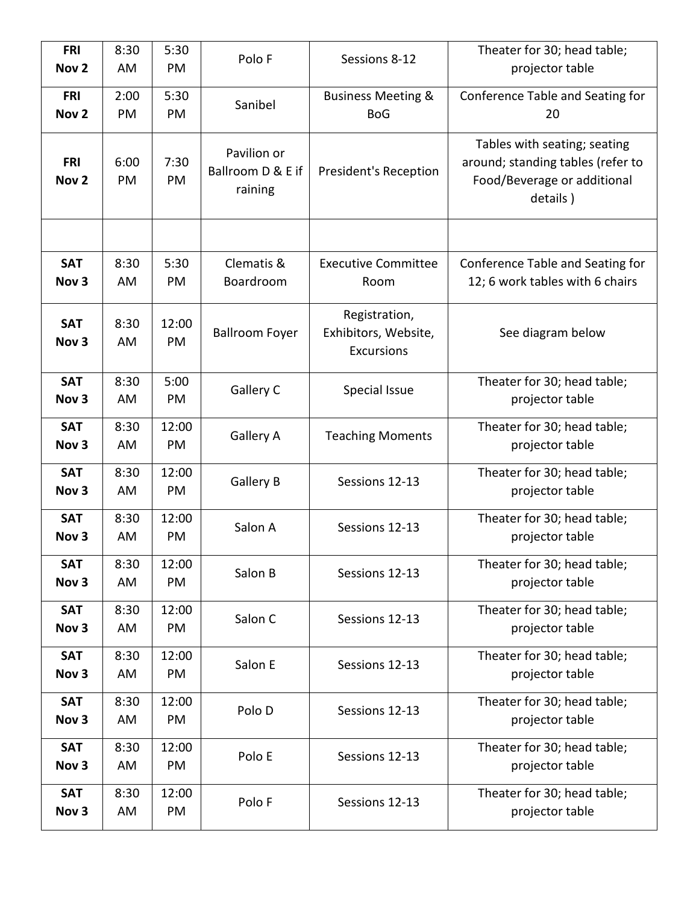| | | | | | |
|---|---|---|---|---|---|
| **FRI Nov 2** | 8:30 AM | 5:30 PM | Polo F | Sessions 8-12 | Theater for 30; head table; projector table |
| **FRI Nov 2** | 2:00 PM | 5:30 PM | Sanibel | Business Meeting & BoG | Conference Table and Seating for 20 |
| **FRI Nov 2** | 6:00 PM | 7:30 PM | Pavilion or Ballroom D & E if raining | President's Reception | Tables with seating; seating around; standing tables (refer to Food/Beverage or additional details ) |
| | | | | | |
| **SAT Nov 3** | 8:30 AM | 5:30 PM | Clematis & Boardroom | Executive Committee Room | Conference Table and Seating for 12; 6 work tables with 6 chairs |
| **SAT Nov 3** | 8:30 AM | 12:00 PM | Ballroom Foyer | Registration, Exhibitors, Website, Excursions | See diagram below |
| **SAT Nov 3** | 8:30 AM | 5:00 PM | Gallery C | Special Issue | Theater for 30; head table; projector table |
| **SAT Nov 3** | 8:30 AM | 12:00 PM | Gallery A | Teaching Moments | Theater for 30; head table; projector table |
| **SAT Nov 3** | 8:30 AM | 12:00 PM | Gallery B | Sessions 12-13 | Theater for 30; head table; projector table |
| **SAT Nov 3** | 8:30 AM | 12:00 PM | Salon A | Sessions 12-13 | Theater for 30; head table; projector table |
| **SAT Nov 3** | 8:30 AM | 12:00 PM | Salon B | Sessions 12-13 | Theater for 30; head table; projector table |
| **SAT Nov 3** | 8:30 AM | 12:00 PM | Salon C | Sessions 12-13 | Theater for 30; head table; projector table |
| **SAT Nov 3** | 8:30 AM | 12:00 PM | Salon E | Sessions 12-13 | Theater for 30; head table; projector table |
| **SAT Nov 3** | 8:30 AM | 12:00 PM | Polo D | Sessions 12-13 | Theater for 30; head table; projector table |
| **SAT Nov 3** | 8:30 AM | 12:00 PM | Polo E | Sessions 12-13 | Theater for 30; head table; projector table |
| **SAT Nov 3** | 8:30 AM | 12:00 PM | Polo F | Sessions 12-13 | Theater for 30; head table; projector table |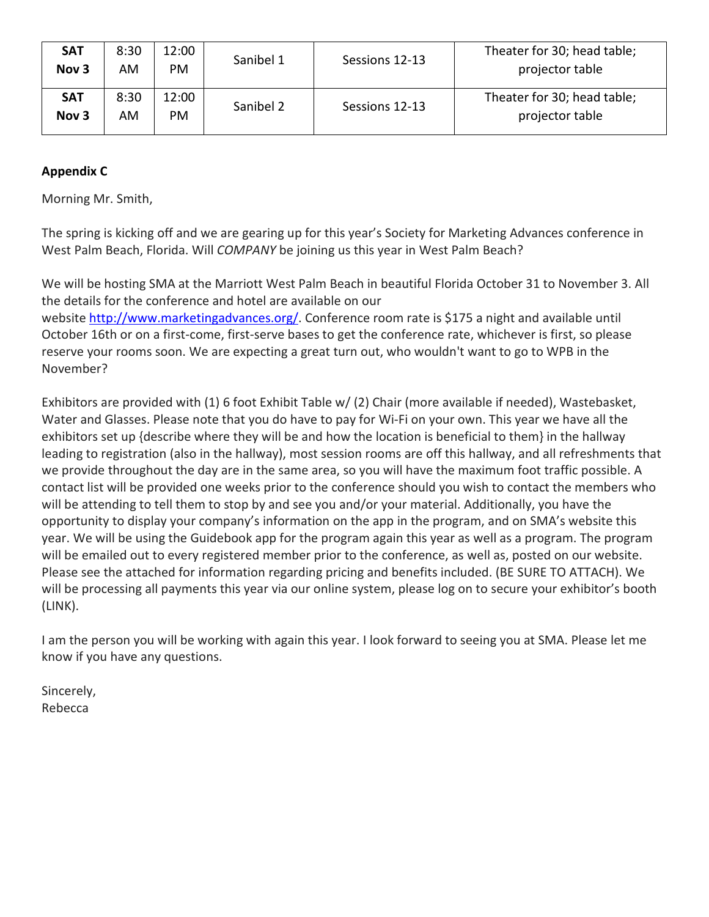| | | | | | |
|---|---|---|---|---|---|
| **SAT Nov 3** | 8:30 AM | 12:00 PM | Sanibel 1 | Sessions 12-13 | Theater for 30; head table; projector table |
| **SAT Nov 3** | 8:30 AM | 12:00 PM | Sanibel 2 | Sessions 12-13 | Theater for 30; head table; projector table |

**Appendix C**

Morning Mr. Smith,

The spring is kicking off and we are gearing up for this year's Society for Marketing Advances conference in West Palm Beach, Florida. Will *COMPANY* be joining us this year in West Palm Beach?

We will be hosting SMA at the Marriott West Palm Beach in beautiful Florida October 31 to November 3. All the details for the conference and hotel are available on our website [http://www.marketingadvances.org/](http://www.marketingadvances.org/). Conference room rate is $175 a night and available until October 16th or on a first-come, first-serve bases to get the conference rate, whichever is first, so please reserve your rooms soon. We are expecting a great turn out, who wouldn't want to go to WPB in the November?

Exhibitors are provided with (1) 6 foot Exhibit Table w/ (2) Chair (more available if needed), Wastebasket, Water and Glasses. Please note that you do have to pay for Wi-Fi on your own. This year we have all the exhibitors set up {describe where they will be and how the location is beneficial to them} in the hallway leading to registration (also in the hallway), most session rooms are off this hallway, and all refreshments that we provide throughout the day are in the same area, so you will have the maximum foot traffic possible. A contact list will be provided one weeks prior to the conference should you wish to contact the members who will be attending to tell them to stop by and see you and/or your material. Additionally, you have the opportunity to display your company's information on the app in the program, and on SMA's website this year. We will be using the Guidebook app for the program again this year as well as a program. The program will be emailed out to every registered member prior to the conference, as well as, posted on our website. Please see the attached for information regarding pricing and benefits included. (BE SURE TO ATTACH). We will be processing all payments this year via our online system, please log on to secure your exhibitor's booth (LINK).

I am the person you will be working with again this year. I look forward to seeing you at SMA. Please let me know if you have any questions.

Sincerely,
Rebecca